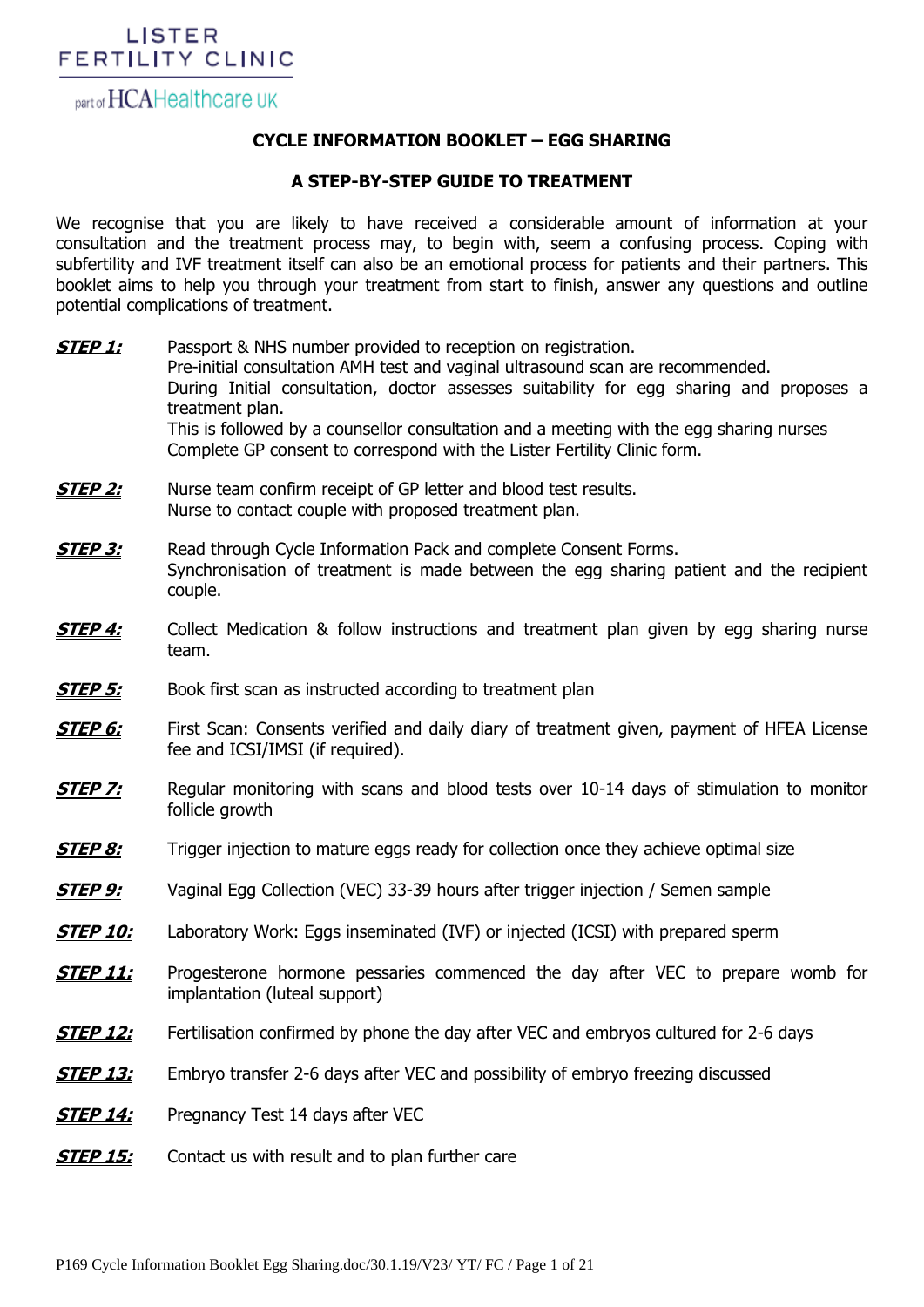LISTER FERTILITY CLINIC

part of HCAHealthcare UK

## CYCLE INFORMATION BOOKLET – EGG SHARING

### A STEP-BY-STEP GUIDE TO TREATMENT

We recognise that you are likely to have received a considerable amount of information at your consultation and the treatment process may, to begin with, seem a confusing process. Coping with subfertility and IVF treatment itself can also be an emotional process for patients and their partners. This booklet aims to help you through your treatment from start to finish, answer any questions and outline potential complications of treatment.

***STEP 1:*** Passport & NHS number provided to reception on registration.
Pre-initial consultation AMH test and vaginal ultrasound scan are recommended.
During Initial consultation, doctor assesses suitability for egg sharing and proposes a treatment plan.
This is followed by a counsellor consultation and a meeting with the egg sharing nurses
Complete GP consent to correspond with the Lister Fertility Clinic form.

***STEP 2:*** Nurse team confirm receipt of GP letter and blood test results.
Nurse to contact couple with proposed treatment plan.

***STEP 3:*** Read through Cycle Information Pack and complete Consent Forms.
Synchronisation of treatment is made between the egg sharing patient and the recipient couple.

***STEP 4:*** Collect Medication & follow instructions and treatment plan given by egg sharing nurse team.

***STEP 5:*** Book first scan as instructed according to treatment plan

***STEP 6:*** First Scan: Consents verified and daily diary of treatment given, payment of HFEA License fee and ICSI/IMSI (if required).

***STEP 7:*** Regular monitoring with scans and blood tests over 10-14 days of stimulation to monitor follicle growth

***STEP 8:*** Trigger injection to mature eggs ready for collection once they achieve optimal size

***STEP 9:*** Vaginal Egg Collection (VEC) 33-39 hours after trigger injection / Semen sample

***STEP 10:*** Laboratory Work: Eggs inseminated (IVF) or injected (ICSI) with prepared sperm

***STEP 11:*** Progesterone hormone pessaries commenced the day after VEC to prepare womb for implantation (luteal support)

***STEP 12:*** Fertilisation confirmed by phone the day after VEC and embryos cultured for 2-6 days

***STEP 13:*** Embryo transfer 2-6 days after VEC and possibility of embryo freezing discussed

***STEP 14:*** Pregnancy Test 14 days after VEC

***STEP 15:*** Contact us with result and to plan further care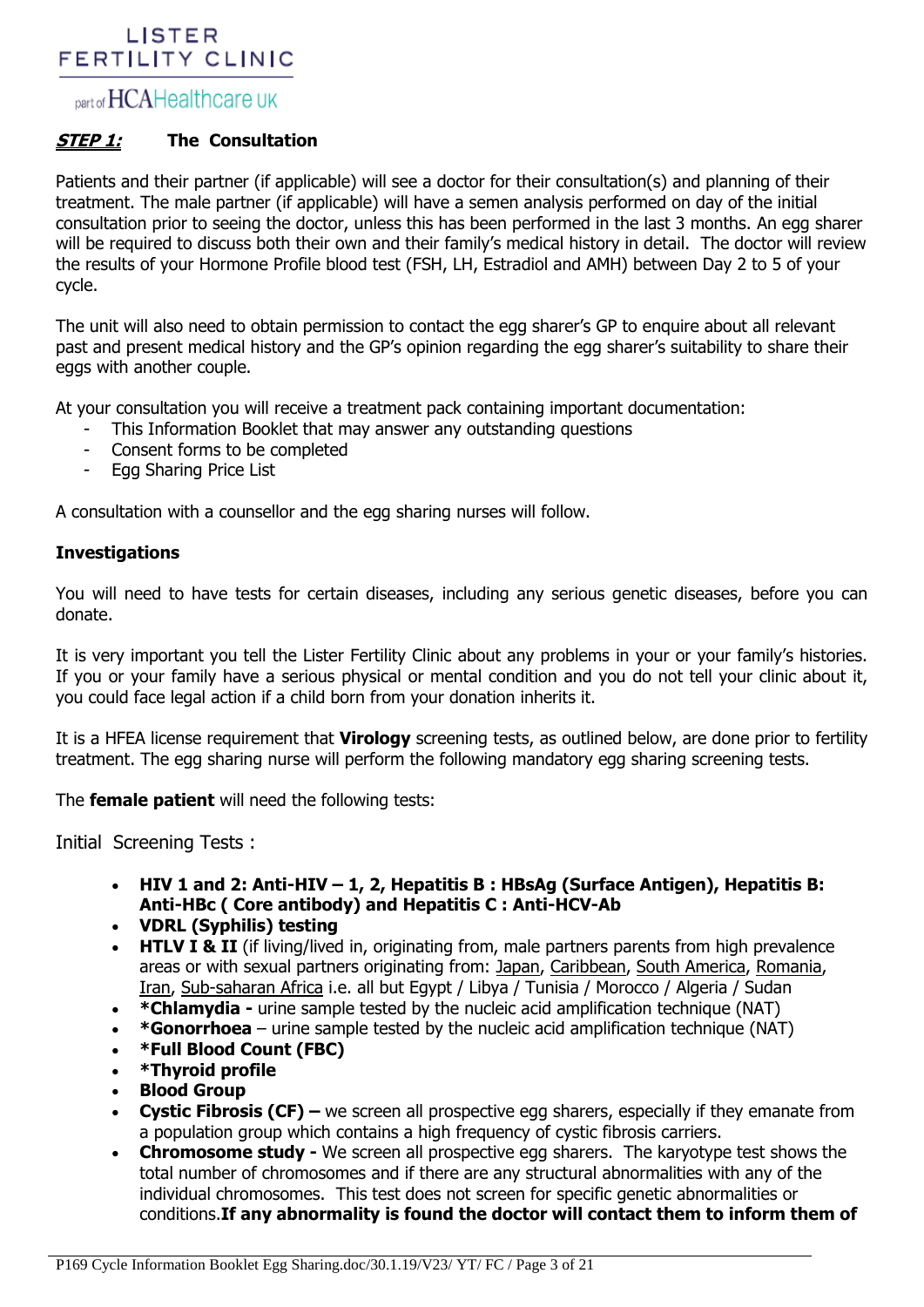## ***STEP 1:*** The Consultation

Patients and their partner (if applicable) will see a doctor for their consultation(s) and planning of their treatment. The male partner (if applicable) will have a semen analysis performed on day of the initial consultation prior to seeing the doctor, unless this has been performed in the last 3 months. An egg sharer will be required to discuss both their own and their family's medical history in detail. The doctor will review the results of your Hormone Profile blood test (FSH, LH, Estradiol and AMH) between Day 2 to 5 of your cycle.

The unit will also need to obtain permission to contact the egg sharer's GP to enquire about all relevant past and present medical history and the GP's opinion regarding the egg sharer's suitability to share their eggs with another couple.

At your consultation you will receive a treatment pack containing important documentation:

- This Information Booklet that may answer any outstanding questions
- Consent forms to be completed
- Egg Sharing Price List

A consultation with a counsellor and the egg sharing nurses will follow.

### Investigations

You will need to have tests for certain diseases, including any serious genetic diseases, before you can donate.

It is very important you tell the Lister Fertility Clinic about any problems in your or your family's histories. If you or your family have a serious physical or mental condition and you do not tell your clinic about it, you could face legal action if a child born from your donation inherits it.

It is a HFEA license requirement that **Virology** screening tests, as outlined below, are done prior to fertility treatment. The egg sharing nurse will perform the following mandatory egg sharing screening tests.

The **female patient** will need the following tests:

Initial Screening Tests :

- **HIV 1 and 2: Anti-HIV – 1, 2, Hepatitis B : HBsAg (Surface Antigen), Hepatitis B: Anti-HBc ( Core antibody) and Hepatitis C : Anti-HCV-Ab**
- **VDRL (Syphilis) testing**
- **HTLV I & II** (if living/lived in, originating from, male partners parents from high prevalence areas or with sexual partners originating from: Japan, Caribbean, South America, Romania, Iran, Sub-saharan Africa i.e. all but Egypt / Libya / Tunisia / Morocco / Algeria / Sudan
- ***Chlamydia -** urine sample tested by the nucleic acid amplification technique (NAT)
- ***Gonorrhoea** – urine sample tested by the nucleic acid amplification technique (NAT)
- ***Full Blood Count (FBC)**
- ***Thyroid profile**
- **Blood Group**
- **Cystic Fibrosis (CF) –** we screen all prospective egg sharers, especially if they emanate from a population group which contains a high frequency of cystic fibrosis carriers.
- **Chromosome study -** We screen all prospective egg sharers. The karyotype test shows the total number of chromosomes and if there are any structural abnormalities with any of the individual chromosomes. This test does not screen for specific genetic abnormalities or conditions.**If any abnormality is found the doctor will contact them to inform them of**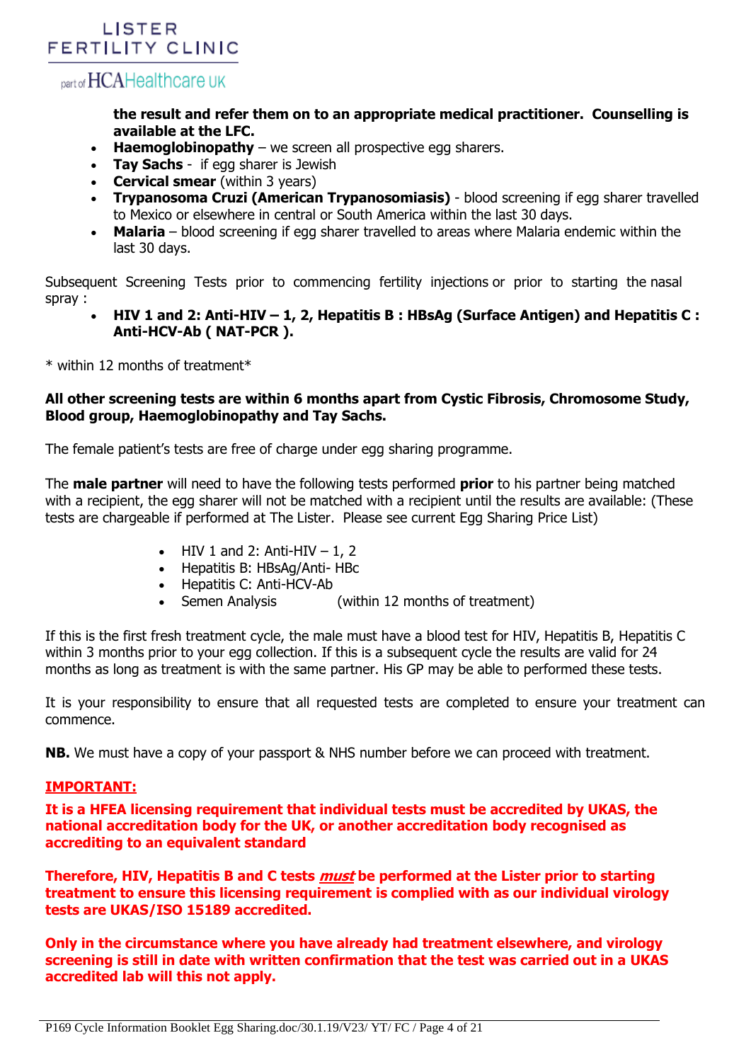**the result and refer them on to an appropriate medical practitioner. Counselling is available at the LFC.**

- **Haemoglobinopathy** – we screen all prospective egg sharers.
- **Tay Sachs** - if egg sharer is Jewish
- **Cervical smear** (within 3 years)
- **Trypanosoma Cruzi (American Trypanosomiasis)** - blood screening if egg sharer travelled to Mexico or elsewhere in central or South America within the last 30 days.
- **Malaria** – blood screening if egg sharer travelled to areas where Malaria endemic within the last 30 days.

Subsequent Screening Tests prior to commencing fertility injections or prior to starting the nasal spray :

- **HIV 1 and 2: Anti-HIV – 1, 2, Hepatitis B : HBsAg (Surface Antigen) and Hepatitis C : Anti-HCV-Ab ( NAT-PCR ).**

* within 12 months of treatment*

**All other screening tests are within 6 months apart from Cystic Fibrosis, Chromosome Study, Blood group, Haemoglobinopathy and Tay Sachs.**

The female patient's tests are free of charge under egg sharing programme.

The **male partner** will need to have the following tests performed **prior** to his partner being matched with a recipient, the egg sharer will not be matched with a recipient until the results are available: (These tests are chargeable if performed at The Lister. Please see current Egg Sharing Price List)

- HIV 1 and 2: Anti-HIV – 1, 2
- Hepatitis B: HBsAg/Anti- HBc
- Hepatitis C: Anti-HCV-Ab
- Semen Analysis (within 12 months of treatment)

If this is the first fresh treatment cycle, the male must have a blood test for HIV, Hepatitis B, Hepatitis C within 3 months prior to your egg collection. If this is a subsequent cycle the results are valid for 24 months as long as treatment is with the same partner. His GP may be able to performed these tests.

It is your responsibility to ensure that all requested tests are completed to ensure your treatment can commence.

**NB.** We must have a copy of your passport & NHS number before we can proceed with treatment.

**IMPORTANT:**

**It is a HFEA licensing requirement that individual tests must be accredited by UKAS, the national accreditation body for the UK, or another accreditation body recognised as accrediting to an equivalent standard**

**Therefore, HIV, Hepatitis B and C tests *must* be performed at the Lister prior to starting treatment to ensure this licensing requirement is complied with as our individual virology tests are UKAS/ISO 15189 accredited.**

**Only in the circumstance where you have already had treatment elsewhere, and virology screening is still in date with written confirmation that the test was carried out in a UKAS accredited lab will this not apply.**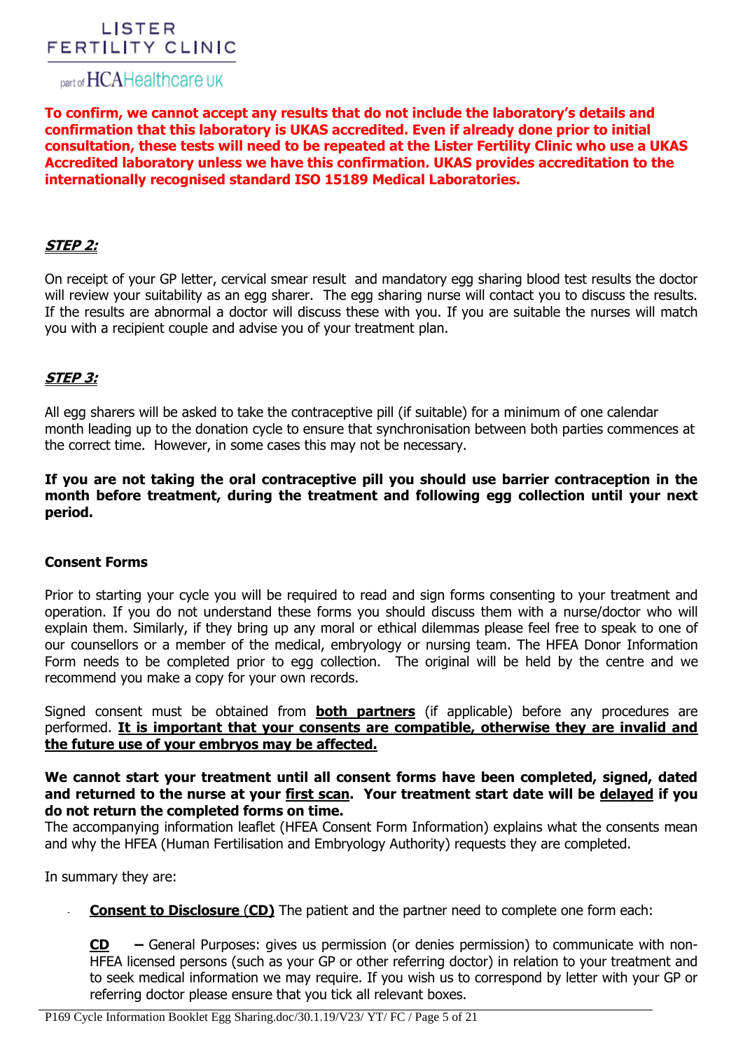**To confirm, we cannot accept any results that do not include the laboratory's details and confirmation that this laboratory is UKAS accredited. Even if already done prior to initial consultation, these tests will need to be repeated at the Lister Fertility Clinic who use a UKAS Accredited laboratory unless we have this confirmation. UKAS provides accreditation to the internationally recognised standard ISO 15189 Medical Laboratories.**

## ***STEP 2:***

On receipt of your GP letter, cervical smear result and mandatory egg sharing blood test results the doctor will review your suitability as an egg sharer. The egg sharing nurse will contact you to discuss the results. If the results are abnormal a doctor will discuss these with you. If you are suitable the nurses will match you with a recipient couple and advise you of your treatment plan.

## ***STEP 3:***

All egg sharers will be asked to take the contraceptive pill (if suitable) for a minimum of one calendar month leading up to the donation cycle to ensure that synchronisation between both parties commences at the correct time. However, in some cases this may not be necessary.

**If you are not taking the oral contraceptive pill you should use barrier contraception in the month before treatment, during the treatment and following egg collection until your next period.**

### Consent Forms

Prior to starting your cycle you will be required to read and sign forms consenting to your treatment and operation. If you do not understand these forms you should discuss them with a nurse/doctor who will explain them. Similarly, if they bring up any moral or ethical dilemmas please feel free to speak to one of our counsellors or a member of the medical, embryology or nursing team. The HFEA Donor Information Form needs to be completed prior to egg collection. The original will be held by the centre and we recommend you make a copy for your own records.

Signed consent must be obtained from **both partners** (if applicable) before any procedures are performed. **It is important that your consents are compatible, otherwise they are invalid and the future use of your embryos may be affected.**

**We cannot start your treatment until all consent forms have been completed, signed, dated and returned to the nurse at your first scan. Your treatment start date will be delayed if you do not return the completed forms on time.**
The accompanying information leaflet (HFEA Consent Form Information) explains what the consents mean and why the HFEA (Human Fertilisation and Embryology Authority) requests they are completed.

In summary they are:

- **Consent to Disclosure (CD)** The patient and the partner need to complete one form each:

  **CD** **–** General Purposes: gives us permission (or denies permission) to communicate with non-HFEA licensed persons (such as your GP or other referring doctor) in relation to your treatment and to seek medical information we may require. If you wish us to correspond by letter with your GP or referring doctor please ensure that you tick all relevant boxes.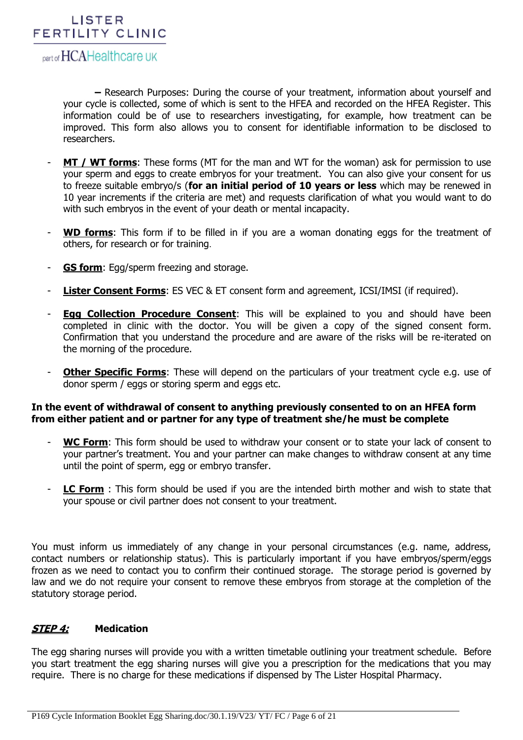– Research Purposes: During the course of your treatment, information about yourself and your cycle is collected, some of which is sent to the HFEA and recorded on the HFEA Register. This information could be of use to researchers investigating, for example, how treatment can be improved. This form also allows you to consent for identifiable information to be disclosed to researchers.

- **MT / WT forms**: These forms (MT for the man and WT for the woman) ask for permission to use your sperm and eggs to create embryos for your treatment. You can also give your consent for us to freeze suitable embryo/s (**for an initial period of 10 years or less** which may be renewed in 10 year increments if the criteria are met) and requests clarification of what you would want to do with such embryos in the event of your death or mental incapacity.

- **WD forms**: This form if to be filled in if you are a woman donating eggs for the treatment of others, for research or for training.

- **GS form**: Egg/sperm freezing and storage.

- **Lister Consent Forms**: ES VEC & ET consent form and agreement, ICSI/IMSI (if required).

- **Egg Collection Procedure Consent**: This will be explained to you and should have been completed in clinic with the doctor. You will be given a copy of the signed consent form. Confirmation that you understand the procedure and are aware of the risks will be re-iterated on the morning of the procedure.

- **Other Specific Forms**: These will depend on the particulars of your treatment cycle e.g. use of donor sperm / eggs or storing sperm and eggs etc.

**In the event of withdrawal of consent to anything previously consented to on an HFEA form from either patient and or partner for any type of treatment she/he must be complete**

- **WC Form**: This form should be used to withdraw your consent or to state your lack of consent to your partner's treatment. You and your partner can make changes to withdraw consent at any time until the point of sperm, egg or embryo transfer.

- **LC Form** : This form should be used if you are the intended birth mother and wish to state that your spouse or civil partner does not consent to your treatment.

You must inform us immediately of any change in your personal circumstances (e.g. name, address, contact numbers or relationship status). This is particularly important if you have embryos/sperm/eggs frozen as we need to contact you to confirm their continued storage. The storage period is governed by law and we do not require your consent to remove these embryos from storage at the completion of the statutory storage period.

## ***STEP 4:*** Medication

The egg sharing nurses will provide you with a written timetable outlining your treatment schedule. Before you start treatment the egg sharing nurses will give you a prescription for the medications that you may require. There is no charge for these medications if dispensed by The Lister Hospital Pharmacy.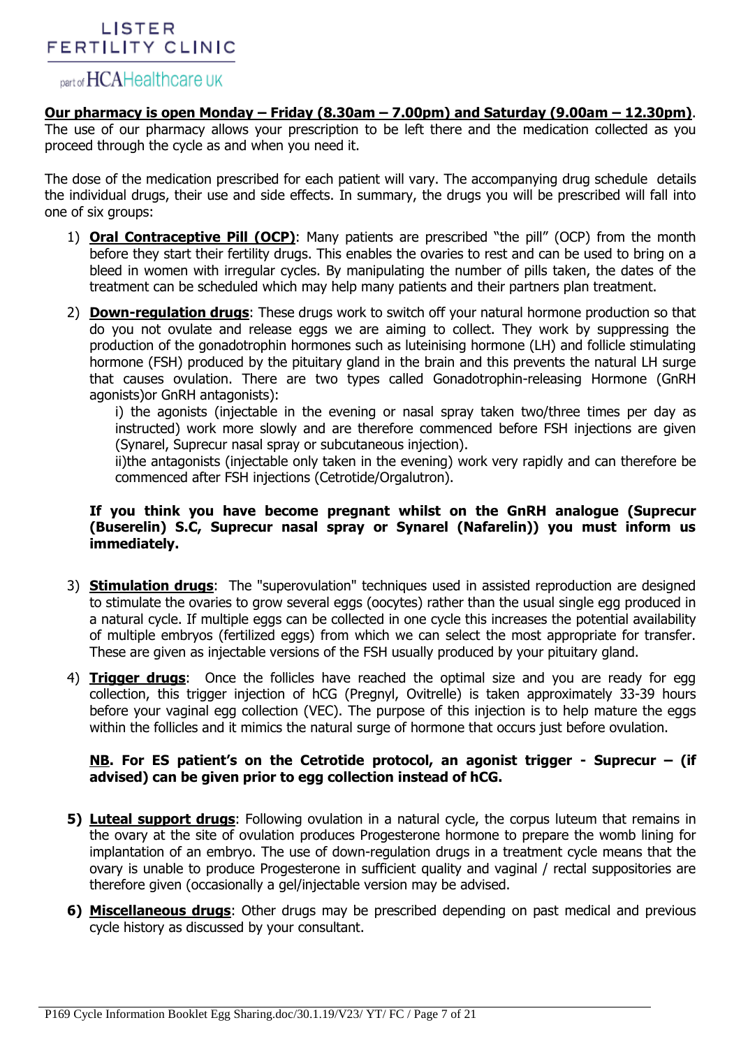**Our pharmacy is open Monday – Friday (8.30am – 7.00pm) and Saturday (9.00am – 12.30pm)**. The use of our pharmacy allows your prescription to be left there and the medication collected as you proceed through the cycle as and when you need it.

The dose of the medication prescribed for each patient will vary. The accompanying drug schedule details the individual drugs, their use and side effects. In summary, the drugs you will be prescribed will fall into one of six groups:

1) **Oral Contraceptive Pill (OCP)**: Many patients are prescribed "the pill" (OCP) from the month before they start their fertility drugs. This enables the ovaries to rest and can be used to bring on a bleed in women with irregular cycles. By manipulating the number of pills taken, the dates of the treatment can be scheduled which may help many patients and their partners plan treatment.

2) **Down-regulation drugs**: These drugs work to switch off your natural hormone production so that do you not ovulate and release eggs we are aiming to collect. They work by suppressing the production of the gonadotrophin hormones such as luteinising hormone (LH) and follicle stimulating hormone (FSH) produced by the pituitary gland in the brain and this prevents the natural LH surge that causes ovulation. There are two types called Gonadotrophin-releasing Hormone (GnRH agonists)or GnRH antagonists):

   i) the agonists (injectable in the evening or nasal spray taken two/three times per day as instructed) work more slowly and are therefore commenced before FSH injections are given (Synarel, Suprecur nasal spray or subcutaneous injection).

   ii)the antagonists (injectable only taken in the evening) work very rapidly and can therefore be commenced after FSH injections (Cetrotide/Orgalutron).

   **If you think you have become pregnant whilst on the GnRH analogue (Suprecur (Buserelin) S.C, Suprecur nasal spray or Synarel (Nafarelin)) you must inform us immediately.**

3) **Stimulation drugs**: The "superovulation" techniques used in assisted reproduction are designed to stimulate the ovaries to grow several eggs (oocytes) rather than the usual single egg produced in a natural cycle. If multiple eggs can be collected in one cycle this increases the potential availability of multiple embryos (fertilized eggs) from which we can select the most appropriate for transfer. These are given as injectable versions of the FSH usually produced by your pituitary gland.

4) **Trigger drugs**: Once the follicles have reached the optimal size and you are ready for egg collection, this trigger injection of hCG (Pregnyl, Ovitrelle) is taken approximately 33-39 hours before your vaginal egg collection (VEC). The purpose of this injection is to help mature the eggs within the follicles and it mimics the natural surge of hormone that occurs just before ovulation.

   **NB. For ES patient's on the Cetrotide protocol, an agonist trigger - Suprecur – (if advised) can be given prior to egg collection instead of hCG.**

5) **Luteal support drugs**: Following ovulation in a natural cycle, the corpus luteum that remains in the ovary at the site of ovulation produces Progesterone hormone to prepare the womb lining for implantation of an embryo. The use of down-regulation drugs in a treatment cycle means that the ovary is unable to produce Progesterone in sufficient quality and vaginal / rectal suppositories are therefore given (occasionally a gel/injectable version may be advised.

6) **Miscellaneous drugs**: Other drugs may be prescribed depending on past medical and previous cycle history as discussed by your consultant.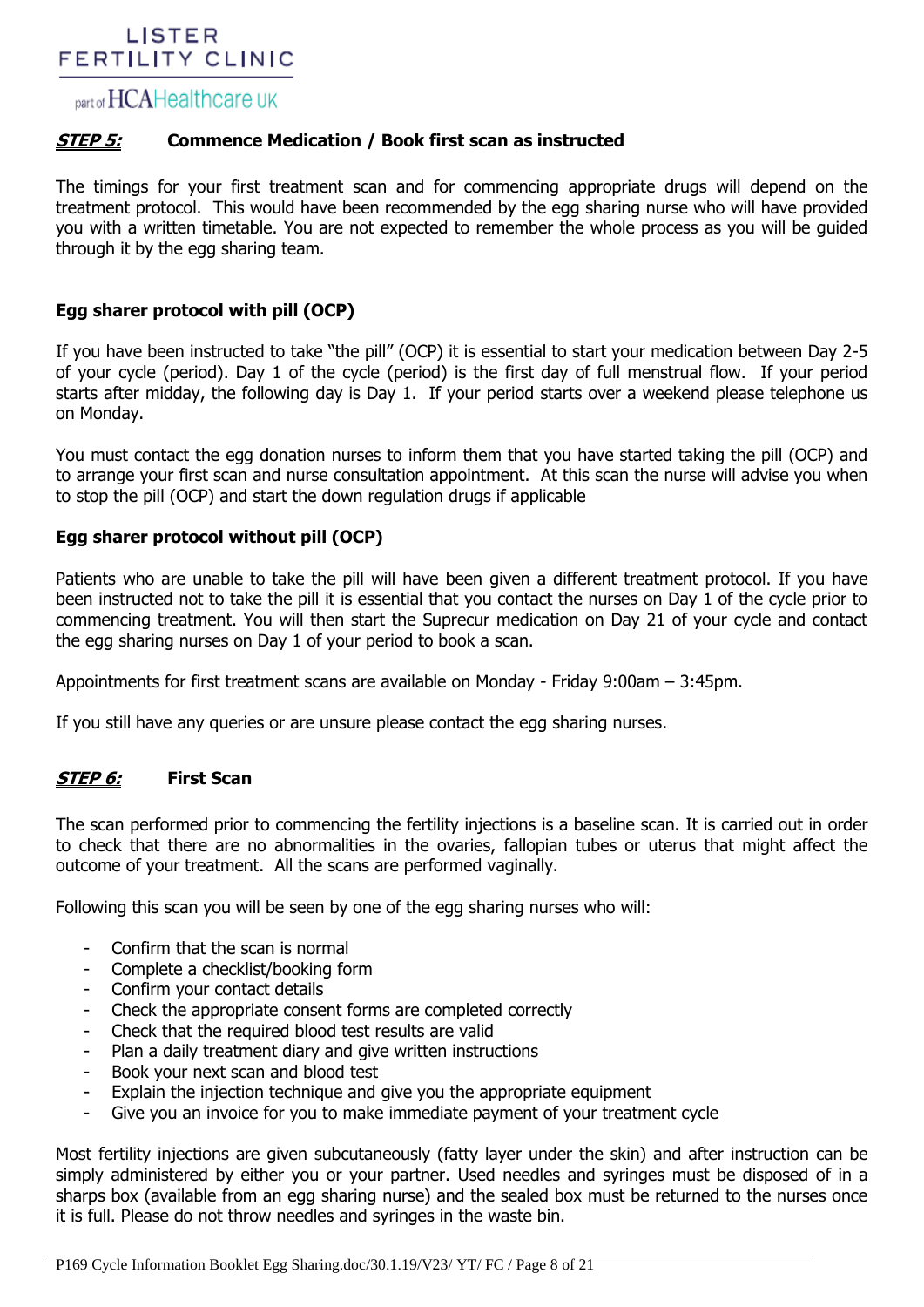## ***STEP 5:*** Commence Medication / Book first scan as instructed

The timings for your first treatment scan and for commencing appropriate drugs will depend on the treatment protocol. This would have been recommended by the egg sharing nurse who will have provided you with a written timetable. You are not expected to remember the whole process as you will be guided through it by the egg sharing team.

### Egg sharer protocol with pill (OCP)

If you have been instructed to take "the pill" (OCP) it is essential to start your medication between Day 2-5 of your cycle (period). Day 1 of the cycle (period) is the first day of full menstrual flow. If your period starts after midday, the following day is Day 1. If your period starts over a weekend please telephone us on Monday.

You must contact the egg donation nurses to inform them that you have started taking the pill (OCP) and to arrange your first scan and nurse consultation appointment. At this scan the nurse will advise you when to stop the pill (OCP) and start the down regulation drugs if applicable

### Egg sharer protocol without pill (OCP)

Patients who are unable to take the pill will have been given a different treatment protocol. If you have been instructed not to take the pill it is essential that you contact the nurses on Day 1 of the cycle prior to commencing treatment. You will then start the Suprecur medication on Day 21 of your cycle and contact the egg sharing nurses on Day 1 of your period to book a scan.

Appointments for first treatment scans are available on Monday - Friday 9:00am – 3:45pm.

If you still have any queries or are unsure please contact the egg sharing nurses.

## ***STEP 6:*** First Scan

The scan performed prior to commencing the fertility injections is a baseline scan. It is carried out in order to check that there are no abnormalities in the ovaries, fallopian tubes or uterus that might affect the outcome of your treatment. All the scans are performed vaginally.

Following this scan you will be seen by one of the egg sharing nurses who will:

- Confirm that the scan is normal
- Complete a checklist/booking form
- Confirm your contact details
- Check the appropriate consent forms are completed correctly
- Check that the required blood test results are valid
- Plan a daily treatment diary and give written instructions
- Book your next scan and blood test
- Explain the injection technique and give you the appropriate equipment
- Give you an invoice for you to make immediate payment of your treatment cycle

Most fertility injections are given subcutaneously (fatty layer under the skin) and after instruction can be simply administered by either you or your partner. Used needles and syringes must be disposed of in a sharps box (available from an egg sharing nurse) and the sealed box must be returned to the nurses once it is full. Please do not throw needles and syringes in the waste bin.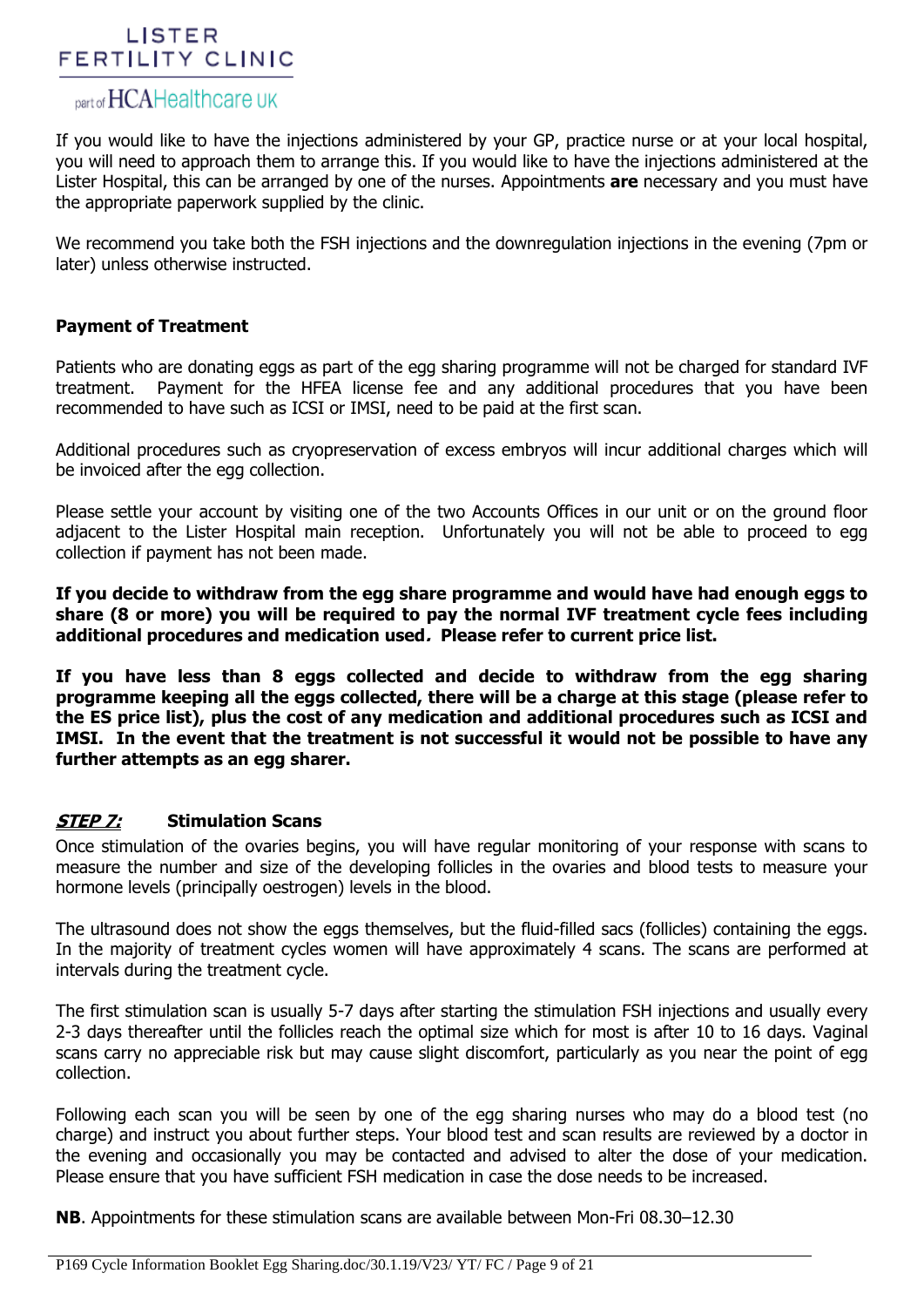If you would like to have the injections administered by your GP, practice nurse or at your local hospital, you will need to approach them to arrange this. If you would like to have the injections administered at the Lister Hospital, this can be arranged by one of the nurses. Appointments **are** necessary and you must have the appropriate paperwork supplied by the clinic.

We recommend you take both the FSH injections and the downregulation injections in the evening (7pm or later) unless otherwise instructed.

**Payment of Treatment**

Patients who are donating eggs as part of the egg sharing programme will not be charged for standard IVF treatment. Payment for the HFEA license fee and any additional procedures that you have been recommended to have such as ICSI or IMSI, need to be paid at the first scan.

Additional procedures such as cryopreservation of excess embryos will incur additional charges which will be invoiced after the egg collection.

Please settle your account by visiting one of the two Accounts Offices in our unit or on the ground floor adjacent to the Lister Hospital main reception. Unfortunately you will not be able to proceed to egg collection if payment has not been made.

**If you decide to withdraw from the egg share programme and would have had enough eggs to share (8 or more) you will be required to pay the normal IVF treatment cycle fees including additional procedures and medication used. Please refer to current price list.**

**If you have less than 8 eggs collected and decide to withdraw from the egg sharing programme keeping all the eggs collected, there will be a charge at this stage (please refer to the ES price list), plus the cost of any medication and additional procedures such as ICSI and IMSI. In the event that the treatment is not successful it would not be possible to have any further attempts as an egg sharer.**

## ***STEP 7:*** Stimulation Scans

Once stimulation of the ovaries begins, you will have regular monitoring of your response with scans to measure the number and size of the developing follicles in the ovaries and blood tests to measure your hormone levels (principally oestrogen) levels in the blood.

The ultrasound does not show the eggs themselves, but the fluid-filled sacs (follicles) containing the eggs. In the majority of treatment cycles women will have approximately 4 scans. The scans are performed at intervals during the treatment cycle.

The first stimulation scan is usually 5-7 days after starting the stimulation FSH injections and usually every 2-3 days thereafter until the follicles reach the optimal size which for most is after 10 to 16 days. Vaginal scans carry no appreciable risk but may cause slight discomfort, particularly as you near the point of egg collection.

Following each scan you will be seen by one of the egg sharing nurses who may do a blood test (no charge) and instruct you about further steps. Your blood test and scan results are reviewed by a doctor in the evening and occasionally you may be contacted and advised to alter the dose of your medication. Please ensure that you have sufficient FSH medication in case the dose needs to be increased.

**NB**. Appointments for these stimulation scans are available between Mon-Fri 08.30–12.30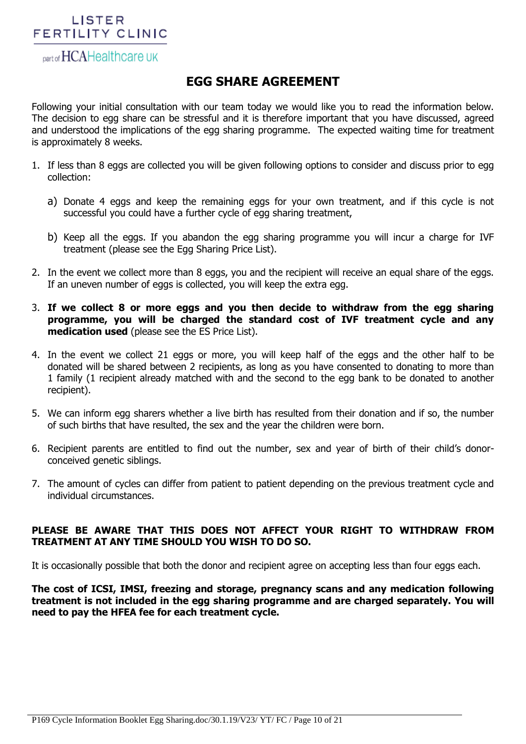LISTER FERTILITY CLINIC

part of HCAHealthcare UK

# EGG SHARE AGREEMENT

Following your initial consultation with our team today we would like you to read the information below. The decision to egg share can be stressful and it is therefore important that you have discussed, agreed and understood the implications of the egg sharing programme. The expected waiting time for treatment is approximately 8 weeks.

1. If less than 8 eggs are collected you will be given following options to consider and discuss prior to egg collection:

   a) Donate 4 eggs and keep the remaining eggs for your own treatment, and if this cycle is not successful you could have a further cycle of egg sharing treatment,

   b) Keep all the eggs. If you abandon the egg sharing programme you will incur a charge for IVF treatment (please see the Egg Sharing Price List).

2. In the event we collect more than 8 eggs, you and the recipient will receive an equal share of the eggs. If an uneven number of eggs is collected, you will keep the extra egg.

3. **If we collect 8 or more eggs and you then decide to withdraw from the egg sharing programme, you will be charged the standard cost of IVF treatment cycle and any medication used** (please see the ES Price List).

4. In the event we collect 21 eggs or more, you will keep half of the eggs and the other half to be donated will be shared between 2 recipients, as long as you have consented to donating to more than 1 family (1 recipient already matched with and the second to the egg bank to be donated to another recipient).

5. We can inform egg sharers whether a live birth has resulted from their donation and if so, the number of such births that have resulted, the sex and the year the children were born.

6. Recipient parents are entitled to find out the number, sex and year of birth of their child's donor-conceived genetic siblings.

7. The amount of cycles can differ from patient to patient depending on the previous treatment cycle and individual circumstances.

**PLEASE BE AWARE THAT THIS DOES NOT AFFECT YOUR RIGHT TO WITHDRAW FROM TREATMENT AT ANY TIME SHOULD YOU WISH TO DO SO.**

It is occasionally possible that both the donor and recipient agree on accepting less than four eggs each.

**The cost of ICSI, IMSI, freezing and storage, pregnancy scans and any medication following treatment is not included in the egg sharing programme and are charged separately. You will need to pay the HFEA fee for each treatment cycle.**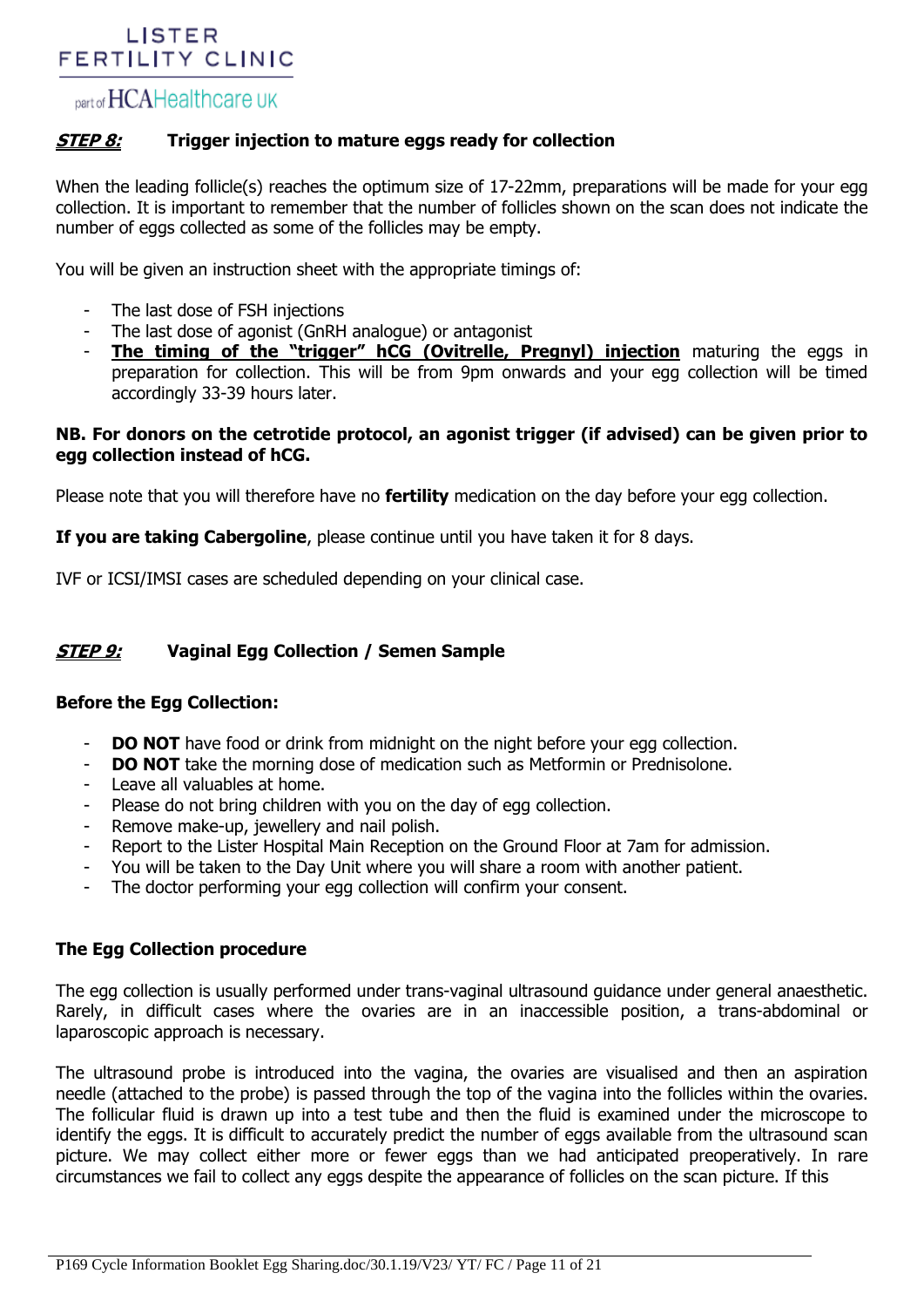## ***STEP 8:*** Trigger injection to mature eggs ready for collection

When the leading follicle(s) reaches the optimum size of 17-22mm, preparations will be made for your egg collection. It is important to remember that the number of follicles shown on the scan does not indicate the number of eggs collected as some of the follicles may be empty.

You will be given an instruction sheet with the appropriate timings of:

- The last dose of FSH injections
- The last dose of agonist (GnRH analogue) or antagonist
- **The timing of the "trigger" hCG (Ovitrelle, Pregnyl) injection** maturing the eggs in preparation for collection. This will be from 9pm onwards and your egg collection will be timed accordingly 33-39 hours later.

**NB. For donors on the cetrotide protocol, an agonist trigger (if advised) can be given prior to egg collection instead of hCG.**

Please note that you will therefore have no **fertility** medication on the day before your egg collection.

**If you are taking Cabergoline**, please continue until you have taken it for 8 days.

IVF or ICSI/IMSI cases are scheduled depending on your clinical case.

## ***STEP 9:*** Vaginal Egg Collection / Semen Sample

### Before the Egg Collection:

- **DO NOT** have food or drink from midnight on the night before your egg collection.
- **DO NOT** take the morning dose of medication such as Metformin or Prednisolone.
- Leave all valuables at home.
- Please do not bring children with you on the day of egg collection.
- Remove make-up, jewellery and nail polish.
- Report to the Lister Hospital Main Reception on the Ground Floor at 7am for admission.
- You will be taken to the Day Unit where you will share a room with another patient.
- The doctor performing your egg collection will confirm your consent.

### The Egg Collection procedure

The egg collection is usually performed under trans-vaginal ultrasound guidance under general anaesthetic. Rarely, in difficult cases where the ovaries are in an inaccessible position, a trans-abdominal or laparoscopic approach is necessary.

The ultrasound probe is introduced into the vagina, the ovaries are visualised and then an aspiration needle (attached to the probe) is passed through the top of the vagina into the follicles within the ovaries. The follicular fluid is drawn up into a test tube and then the fluid is examined under the microscope to identify the eggs. It is difficult to accurately predict the number of eggs available from the ultrasound scan picture. We may collect either more or fewer eggs than we had anticipated preoperatively. In rare circumstances we fail to collect any eggs despite the appearance of follicles on the scan picture. If this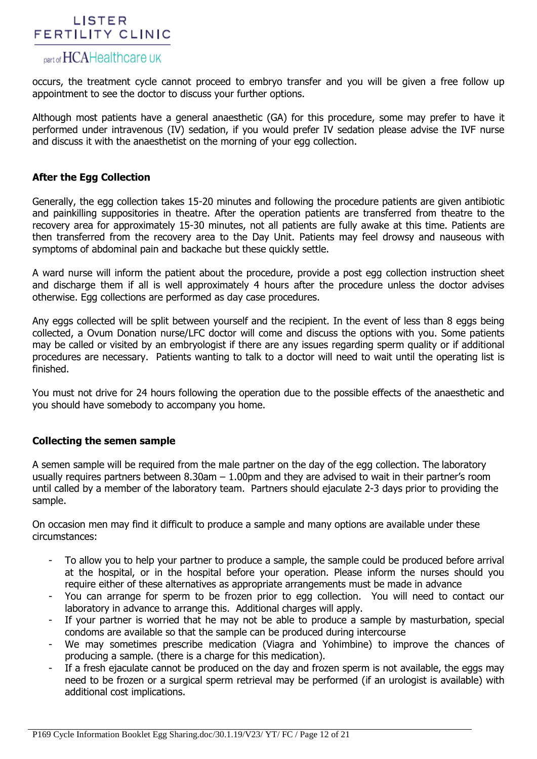occurs, the treatment cycle cannot proceed to embryo transfer and you will be given a free follow up appointment to see the doctor to discuss your further options.

Although most patients have a general anaesthetic (GA) for this procedure, some may prefer to have it performed under intravenous (IV) sedation, if you would prefer IV sedation please advise the IVF nurse and discuss it with the anaesthetist on the morning of your egg collection.

## After the Egg Collection

Generally, the egg collection takes 15-20 minutes and following the procedure patients are given antibiotic and painkilling suppositories in theatre. After the operation patients are transferred from theatre to the recovery area for approximately 15-30 minutes, not all patients are fully awake at this time. Patients are then transferred from the recovery area to the Day Unit. Patients may feel drowsy and nauseous with symptoms of abdominal pain and backache but these quickly settle.

A ward nurse will inform the patient about the procedure, provide a post egg collection instruction sheet and discharge them if all is well approximately 4 hours after the procedure unless the doctor advises otherwise. Egg collections are performed as day case procedures.

Any eggs collected will be split between yourself and the recipient. In the event of less than 8 eggs being collected, a Ovum Donation nurse/LFC doctor will come and discuss the options with you. Some patients may be called or visited by an embryologist if there are any issues regarding sperm quality or if additional procedures are necessary. Patients wanting to talk to a doctor will need to wait until the operating list is finished.

You must not drive for 24 hours following the operation due to the possible effects of the anaesthetic and you should have somebody to accompany you home.

## Collecting the semen sample

A semen sample will be required from the male partner on the day of the egg collection. The laboratory usually requires partners between 8.30am – 1.00pm and they are advised to wait in their partner's room until called by a member of the laboratory team. Partners should ejaculate 2-3 days prior to providing the sample.

On occasion men may find it difficult to produce a sample and many options are available under these circumstances:

- To allow you to help your partner to produce a sample, the sample could be produced before arrival at the hospital, or in the hospital before your operation. Please inform the nurses should you require either of these alternatives as appropriate arrangements must be made in advance
- You can arrange for sperm to be frozen prior to egg collection. You will need to contact our laboratory in advance to arrange this. Additional charges will apply.
- If your partner is worried that he may not be able to produce a sample by masturbation, special condoms are available so that the sample can be produced during intercourse
- We may sometimes prescribe medication (Viagra and Yohimbine) to improve the chances of producing a sample. (there is a charge for this medication).
- If a fresh ejaculate cannot be produced on the day and frozen sperm is not available, the eggs may need to be frozen or a surgical sperm retrieval may be performed (if an urologist is available) with additional cost implications.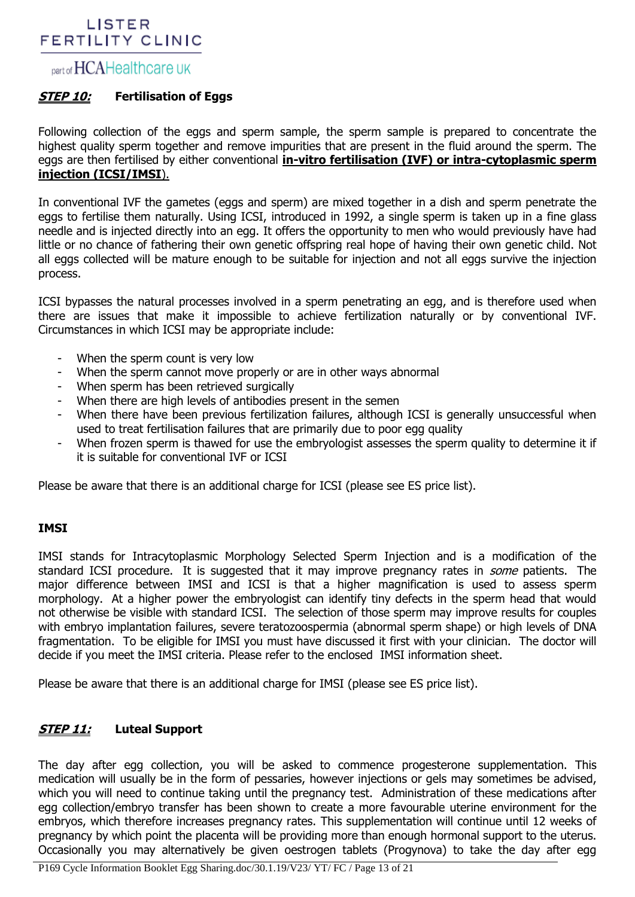## ***STEP 10:*** **Fertilisation of Eggs**

Following collection of the eggs and sperm sample, the sperm sample is prepared to concentrate the highest quality sperm together and remove impurities that are present in the fluid around the sperm. The eggs are then fertilised by either conventional **in-vitro fertilisation (IVF) or intra-cytoplasmic sperm injection (ICSI/IMSI**).

In conventional IVF the gametes (eggs and sperm) are mixed together in a dish and sperm penetrate the eggs to fertilise them naturally. Using ICSI, introduced in 1992, a single sperm is taken up in a fine glass needle and is injected directly into an egg. It offers the opportunity to men who would previously have had little or no chance of fathering their own genetic offspring real hope of having their own genetic child. Not all eggs collected will be mature enough to be suitable for injection and not all eggs survive the injection process.

ICSI bypasses the natural processes involved in a sperm penetrating an egg, and is therefore used when there are issues that make it impossible to achieve fertilization naturally or by conventional IVF. Circumstances in which ICSI may be appropriate include:

- When the sperm count is very low
- When the sperm cannot move properly or are in other ways abnormal
- When sperm has been retrieved surgically
- When there are high levels of antibodies present in the semen
- When there have been previous fertilization failures, although ICSI is generally unsuccessful when used to treat fertilisation failures that are primarily due to poor egg quality
- When frozen sperm is thawed for use the embryologist assesses the sperm quality to determine it if it is suitable for conventional IVF or ICSI

Please be aware that there is an additional charge for ICSI (please see ES price list).

### IMSI

IMSI stands for Intracytoplasmic Morphology Selected Sperm Injection and is a modification of the standard ICSI procedure. It is suggested that it may improve pregnancy rates in *some* patients. The major difference between IMSI and ICSI is that a higher magnification is used to assess sperm morphology. At a higher power the embryologist can identify tiny defects in the sperm head that would not otherwise be visible with standard ICSI. The selection of those sperm may improve results for couples with embryo implantation failures, severe teratozoospermia (abnormal sperm shape) or high levels of DNA fragmentation. To be eligible for IMSI you must have discussed it first with your clinician. The doctor will decide if you meet the IMSI criteria. Please refer to the enclosed IMSI information sheet.

Please be aware that there is an additional charge for IMSI (please see ES price list).

## ***STEP 11:*** **Luteal Support**

The day after egg collection, you will be asked to commence progesterone supplementation. This medication will usually be in the form of pessaries, however injections or gels may sometimes be advised, which you will need to continue taking until the pregnancy test. Administration of these medications after egg collection/embryo transfer has been shown to create a more favourable uterine environment for the embryos, which therefore increases pregnancy rates. This supplementation will continue until 12 weeks of pregnancy by which point the placenta will be providing more than enough hormonal support to the uterus. Occasionally you may alternatively be given oestrogen tablets (Progynova) to take the day after egg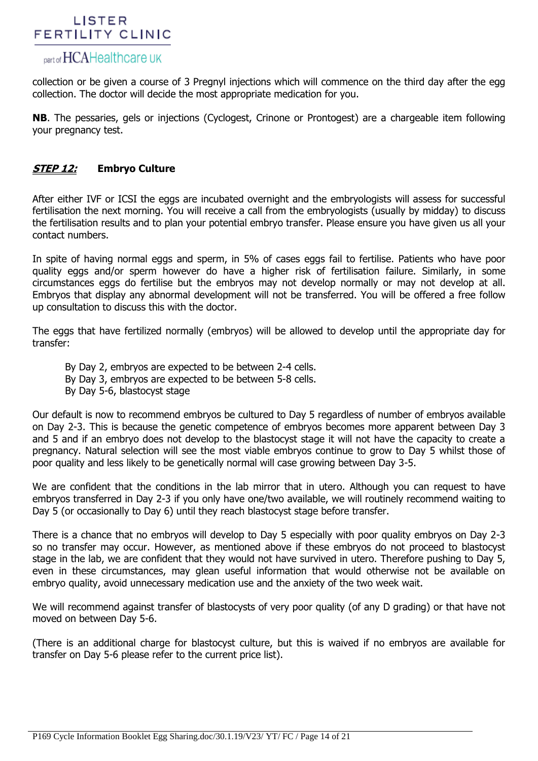collection or be given a course of 3 Pregnyl injections which will commence on the third day after the egg collection. The doctor will decide the most appropriate medication for you.

**NB**. The pessaries, gels or injections (Cyclogest, Crinone or Prontogest) are a chargeable item following your pregnancy test.

## ***STEP 12:*** **Embryo Culture**

After either IVF or ICSI the eggs are incubated overnight and the embryologists will assess for successful fertilisation the next morning. You will receive a call from the embryologists (usually by midday) to discuss the fertilisation results and to plan your potential embryo transfer. Please ensure you have given us all your contact numbers.

In spite of having normal eggs and sperm, in 5% of cases eggs fail to fertilise. Patients who have poor quality eggs and/or sperm however do have a higher risk of fertilisation failure. Similarly, in some circumstances eggs do fertilise but the embryos may not develop normally or may not develop at all. Embryos that display any abnormal development will not be transferred. You will be offered a free follow up consultation to discuss this with the doctor.

The eggs that have fertilized normally (embryos) will be allowed to develop until the appropriate day for transfer:

By Day 2, embryos are expected to be between 2-4 cells.
By Day 3, embryos are expected to be between 5-8 cells.
By Day 5-6, blastocyst stage

Our default is now to recommend embryos be cultured to Day 5 regardless of number of embryos available on Day 2-3. This is because the genetic competence of embryos becomes more apparent between Day 3 and 5 and if an embryo does not develop to the blastocyst stage it will not have the capacity to create a pregnancy. Natural selection will see the most viable embryos continue to grow to Day 5 whilst those of poor quality and less likely to be genetically normal will case growing between Day 3-5.

We are confident that the conditions in the lab mirror that in utero. Although you can request to have embryos transferred in Day 2-3 if you only have one/two available, we will routinely recommend waiting to Day 5 (or occasionally to Day 6) until they reach blastocyst stage before transfer.

There is a chance that no embryos will develop to Day 5 especially with poor quality embryos on Day 2-3 so no transfer may occur. However, as mentioned above if these embryos do not proceed to blastocyst stage in the lab, we are confident that they would not have survived in utero. Therefore pushing to Day 5, even in these circumstances, may glean useful information that would otherwise not be available on embryo quality, avoid unnecessary medication use and the anxiety of the two week wait.

We will recommend against transfer of blastocysts of very poor quality (of any D grading) or that have not moved on between Day 5-6.

(There is an additional charge for blastocyst culture, but this is waived if no embryos are available for transfer on Day 5-6 please refer to the current price list).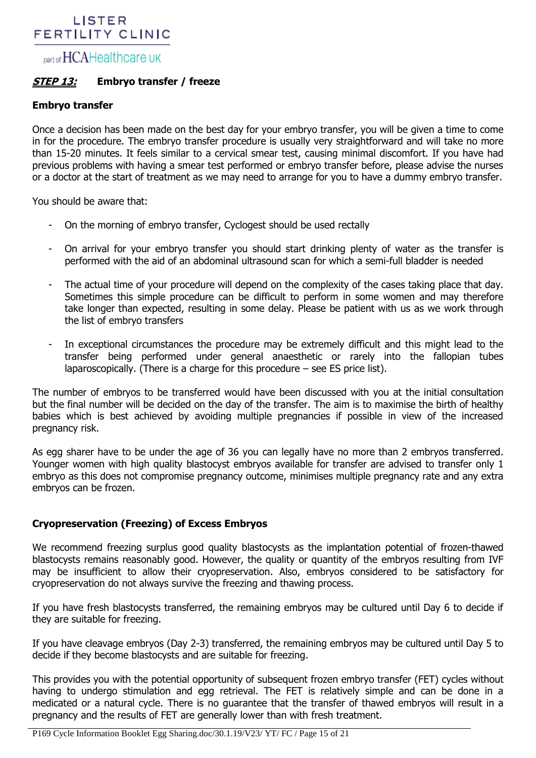## ***STEP 13:*** Embryo transfer / freeze

### Embryo transfer

Once a decision has been made on the best day for your embryo transfer, you will be given a time to come in for the procedure. The embryo transfer procedure is usually very straightforward and will take no more than 15-20 minutes. It feels similar to a cervical smear test, causing minimal discomfort. If you have had previous problems with having a smear test performed or embryo transfer before, please advise the nurses or a doctor at the start of treatment as we may need to arrange for you to have a dummy embryo transfer.

You should be aware that:

- On the morning of embryo transfer, Cyclogest should be used rectally
- On arrival for your embryo transfer you should start drinking plenty of water as the transfer is performed with the aid of an abdominal ultrasound scan for which a semi-full bladder is needed
- The actual time of your procedure will depend on the complexity of the cases taking place that day. Sometimes this simple procedure can be difficult to perform in some women and may therefore take longer than expected, resulting in some delay. Please be patient with us as we work through the list of embryo transfers
- In exceptional circumstances the procedure may be extremely difficult and this might lead to the transfer being performed under general anaesthetic or rarely into the fallopian tubes laparoscopically. (There is a charge for this procedure – see ES price list).

The number of embryos to be transferred would have been discussed with you at the initial consultation but the final number will be decided on the day of the transfer. The aim is to maximise the birth of healthy babies which is best achieved by avoiding multiple pregnancies if possible in view of the increased pregnancy risk.

As egg sharer have to be under the age of 36 you can legally have no more than 2 embryos transferred. Younger women with high quality blastocyst embryos available for transfer are advised to transfer only 1 embryo as this does not compromise pregnancy outcome, minimises multiple pregnancy rate and any extra embryos can be frozen.

### Cryopreservation (Freezing) of Excess Embryos

We recommend freezing surplus good quality blastocysts as the implantation potential of frozen-thawed blastocysts remains reasonably good. However, the quality or quantity of the embryos resulting from IVF may be insufficient to allow their cryopreservation. Also, embryos considered to be satisfactory for cryopreservation do not always survive the freezing and thawing process.

If you have fresh blastocysts transferred, the remaining embryos may be cultured until Day 6 to decide if they are suitable for freezing.

If you have cleavage embryos (Day 2-3) transferred, the remaining embryos may be cultured until Day 5 to decide if they become blastocysts and are suitable for freezing.

This provides you with the potential opportunity of subsequent frozen embryo transfer (FET) cycles without having to undergo stimulation and egg retrieval. The FET is relatively simple and can be done in a medicated or a natural cycle. There is no guarantee that the transfer of thawed embryos will result in a pregnancy and the results of FET are generally lower than with fresh treatment.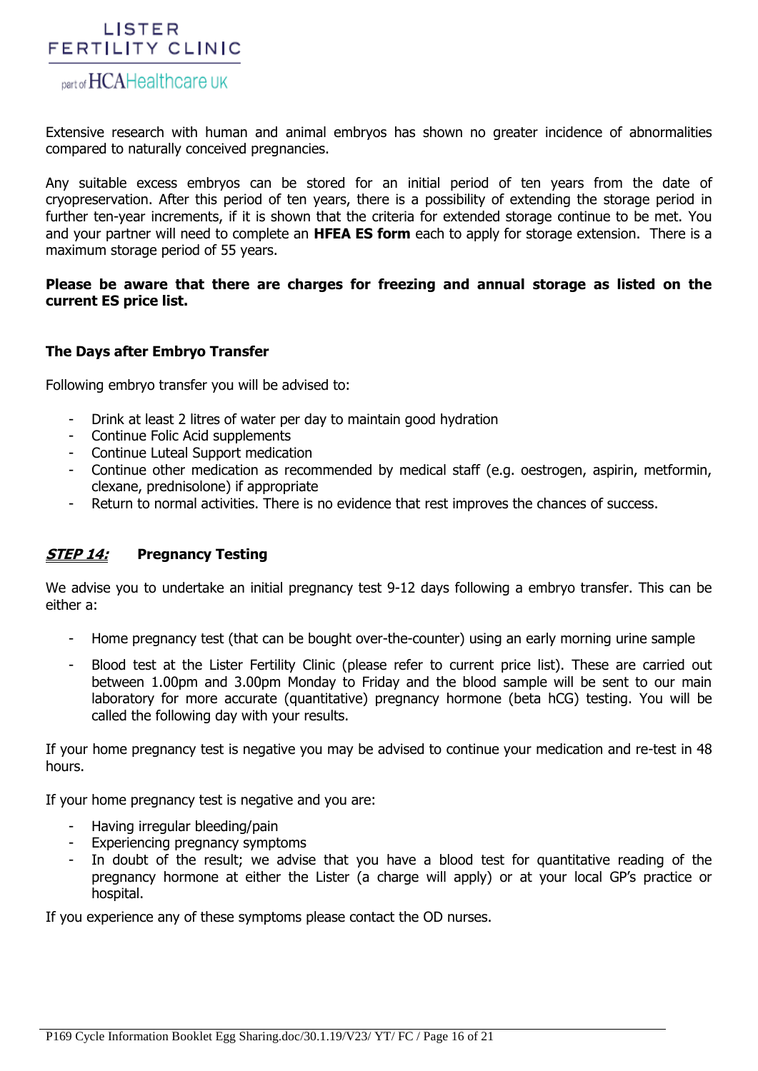Extensive research with human and animal embryos has shown no greater incidence of abnormalities compared to naturally conceived pregnancies.

Any suitable excess embryos can be stored for an initial period of ten years from the date of cryopreservation. After this period of ten years, there is a possibility of extending the storage period in further ten-year increments, if it is shown that the criteria for extended storage continue to be met. You and your partner will need to complete an **HFEA ES form** each to apply for storage extension. There is a maximum storage period of 55 years.

**Please be aware that there are charges for freezing and annual storage as listed on the current ES price list.**

**The Days after Embryo Transfer**

Following embryo transfer you will be advised to:

- Drink at least 2 litres of water per day to maintain good hydration
- Continue Folic Acid supplements
- Continue Luteal Support medication
- Continue other medication as recommended by medical staff (e.g. oestrogen, aspirin, metformin, clexane, prednisolone) if appropriate
- Return to normal activities. There is no evidence that rest improves the chances of success.

## ***STEP 14:*** **Pregnancy Testing**

We advise you to undertake an initial pregnancy test 9-12 days following a embryo transfer. This can be either a:

- Home pregnancy test (that can be bought over-the-counter) using an early morning urine sample
- Blood test at the Lister Fertility Clinic (please refer to current price list). These are carried out between 1.00pm and 3.00pm Monday to Friday and the blood sample will be sent to our main laboratory for more accurate (quantitative) pregnancy hormone (beta hCG) testing. You will be called the following day with your results.

If your home pregnancy test is negative you may be advised to continue your medication and re-test in 48 hours.

If your home pregnancy test is negative and you are:

- Having irregular bleeding/pain
- Experiencing pregnancy symptoms
- In doubt of the result; we advise that you have a blood test for quantitative reading of the pregnancy hormone at either the Lister (a charge will apply) or at your local GP's practice or hospital.

If you experience any of these symptoms please contact the OD nurses.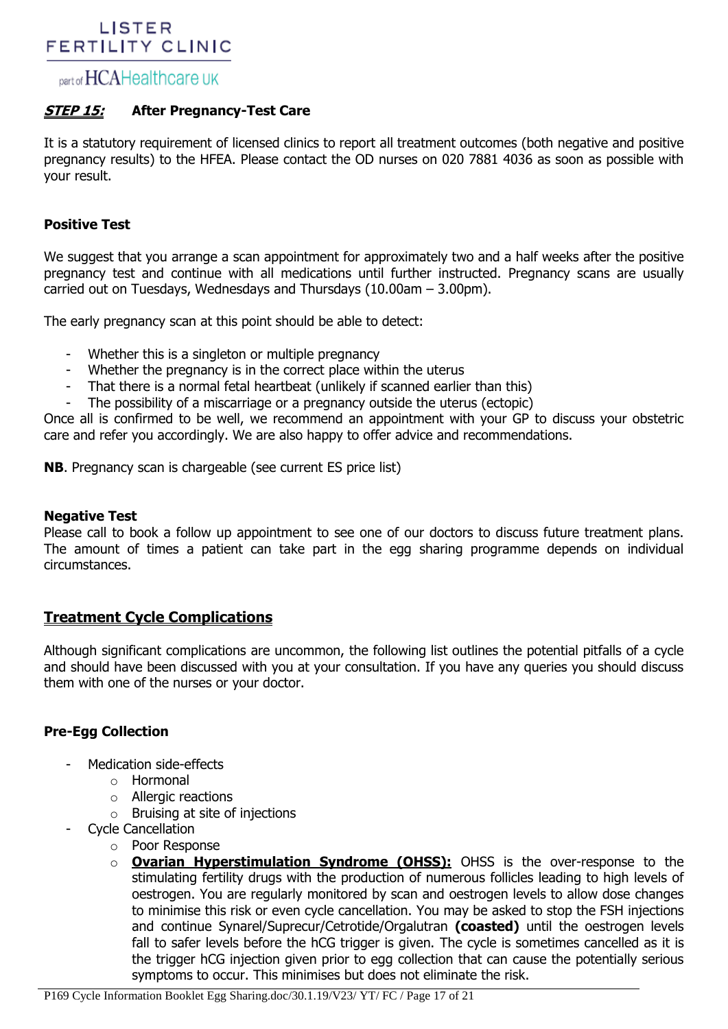## ***STEP 15:*** **After Pregnancy-Test Care**

It is a statutory requirement of licensed clinics to report all treatment outcomes (both negative and positive pregnancy results) to the HFEA. Please contact the OD nurses on 020 7881 4036 as soon as possible with your result.

### Positive Test

We suggest that you arrange a scan appointment for approximately two and a half weeks after the positive pregnancy test and continue with all medications until further instructed. Pregnancy scans are usually carried out on Tuesdays, Wednesdays and Thursdays (10.00am – 3.00pm).

The early pregnancy scan at this point should be able to detect:

- Whether this is a singleton or multiple pregnancy
- Whether the pregnancy is in the correct place within the uterus
- That there is a normal fetal heartbeat (unlikely if scanned earlier than this)
- The possibility of a miscarriage or a pregnancy outside the uterus (ectopic)

Once all is confirmed to be well, we recommend an appointment with your GP to discuss your obstetric care and refer you accordingly. We are also happy to offer advice and recommendations.

**NB**. Pregnancy scan is chargeable (see current ES price list)

### Negative Test

Please call to book a follow up appointment to see one of our doctors to discuss future treatment plans. The amount of times a patient can take part in the egg sharing programme depends on individual circumstances.

## Treatment Cycle Complications

Although significant complications are uncommon, the following list outlines the potential pitfalls of a cycle and should have been discussed with you at your consultation. If you have any queries you should discuss them with one of the nurses or your doctor.

### Pre-Egg Collection

- Medication side-effects
  - Hormonal
  - Allergic reactions
  - Bruising at site of injections
- Cycle Cancellation
  - Poor Response
  - **Ovarian Hyperstimulation Syndrome (OHSS):** OHSS is the over-response to the stimulating fertility drugs with the production of numerous follicles leading to high levels of oestrogen. You are regularly monitored by scan and oestrogen levels to allow dose changes to minimise this risk or even cycle cancellation. You may be asked to stop the FSH injections and continue Synarel/Suprecur/Cetrotide/Orgalutran **(coasted)** until the oestrogen levels fall to safer levels before the hCG trigger is given. The cycle is sometimes cancelled as it is the trigger hCG injection given prior to egg collection that can cause the potentially serious symptoms to occur. This minimises but does not eliminate the risk.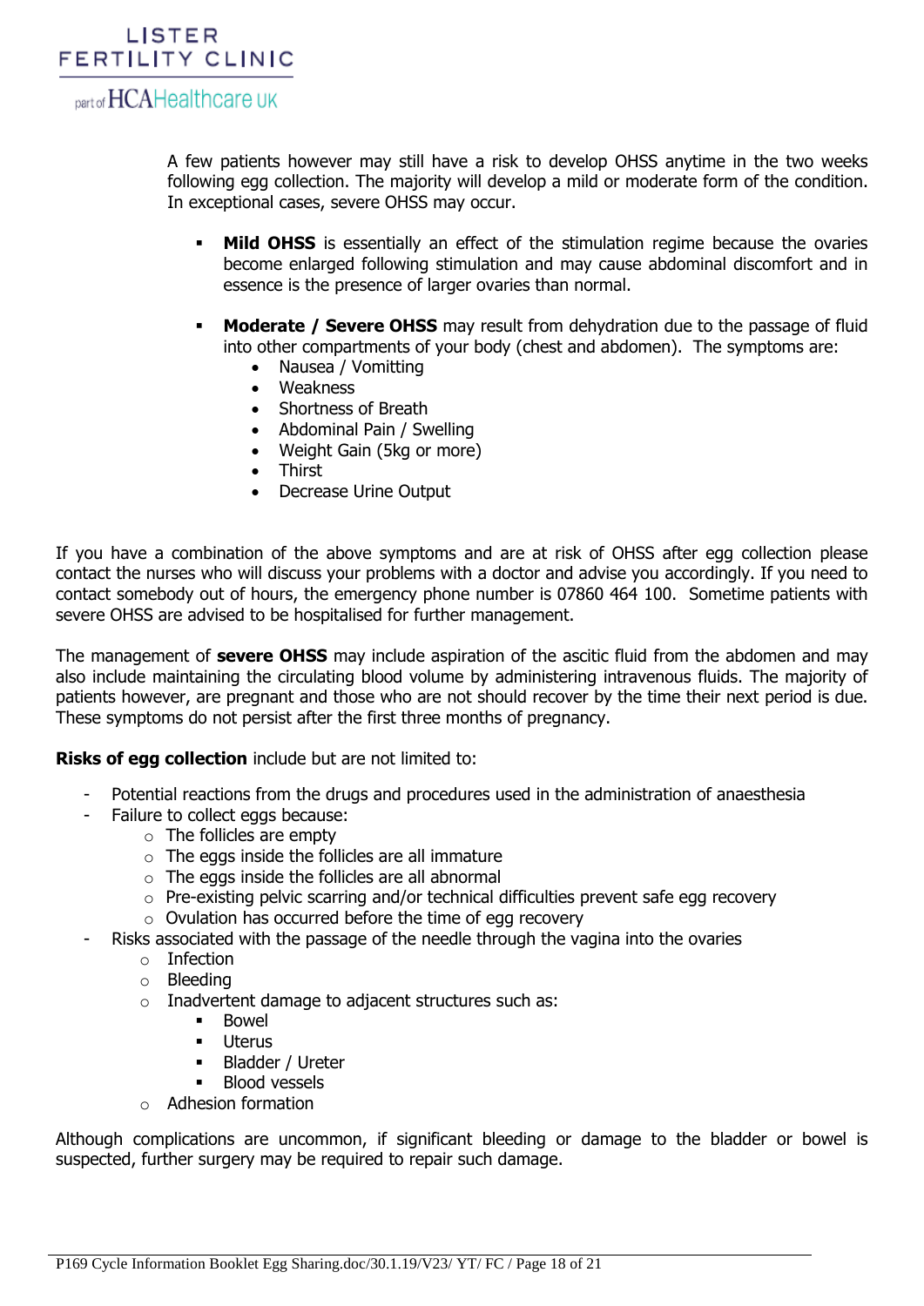A few patients however may still have a risk to develop OHSS anytime in the two weeks following egg collection. The majority will develop a mild or moderate form of the condition. In exceptional cases, severe OHSS may occur.

- **Mild OHSS** is essentially an effect of the stimulation regime because the ovaries become enlarged following stimulation and may cause abdominal discomfort and in essence is the presence of larger ovaries than normal.

- **Moderate / Severe OHSS** may result from dehydration due to the passage of fluid into other compartments of your body (chest and abdomen). The symptoms are:
  - Nausea / Vomitting
  - Weakness
  - Shortness of Breath
  - Abdominal Pain / Swelling
  - Weight Gain (5kg or more)
  - Thirst
  - Decrease Urine Output

If you have a combination of the above symptoms and are at risk of OHSS after egg collection please contact the nurses who will discuss your problems with a doctor and advise you accordingly. If you need to contact somebody out of hours, the emergency phone number is 07860 464 100. Sometime patients with severe OHSS are advised to be hospitalised for further management.

The management of **severe OHSS** may include aspiration of the ascitic fluid from the abdomen and may also include maintaining the circulating blood volume by administering intravenous fluids. The majority of patients however, are pregnant and those who are not should recover by the time their next period is due. These symptoms do not persist after the first three months of pregnancy.

**Risks of egg collection** include but are not limited to:

- Potential reactions from the drugs and procedures used in the administration of anaesthesia
- Failure to collect eggs because:
  - The follicles are empty
  - The eggs inside the follicles are all immature
  - The eggs inside the follicles are all abnormal
  - Pre-existing pelvic scarring and/or technical difficulties prevent safe egg recovery
  - Ovulation has occurred before the time of egg recovery
- Risks associated with the passage of the needle through the vagina into the ovaries
  - Infection
  - Bleeding
  - Inadvertent damage to adjacent structures such as:
    - Bowel
    - Uterus
    - Bladder / Ureter
    - Blood vessels
  - Adhesion formation

Although complications are uncommon, if significant bleeding or damage to the bladder or bowel is suspected, further surgery may be required to repair such damage.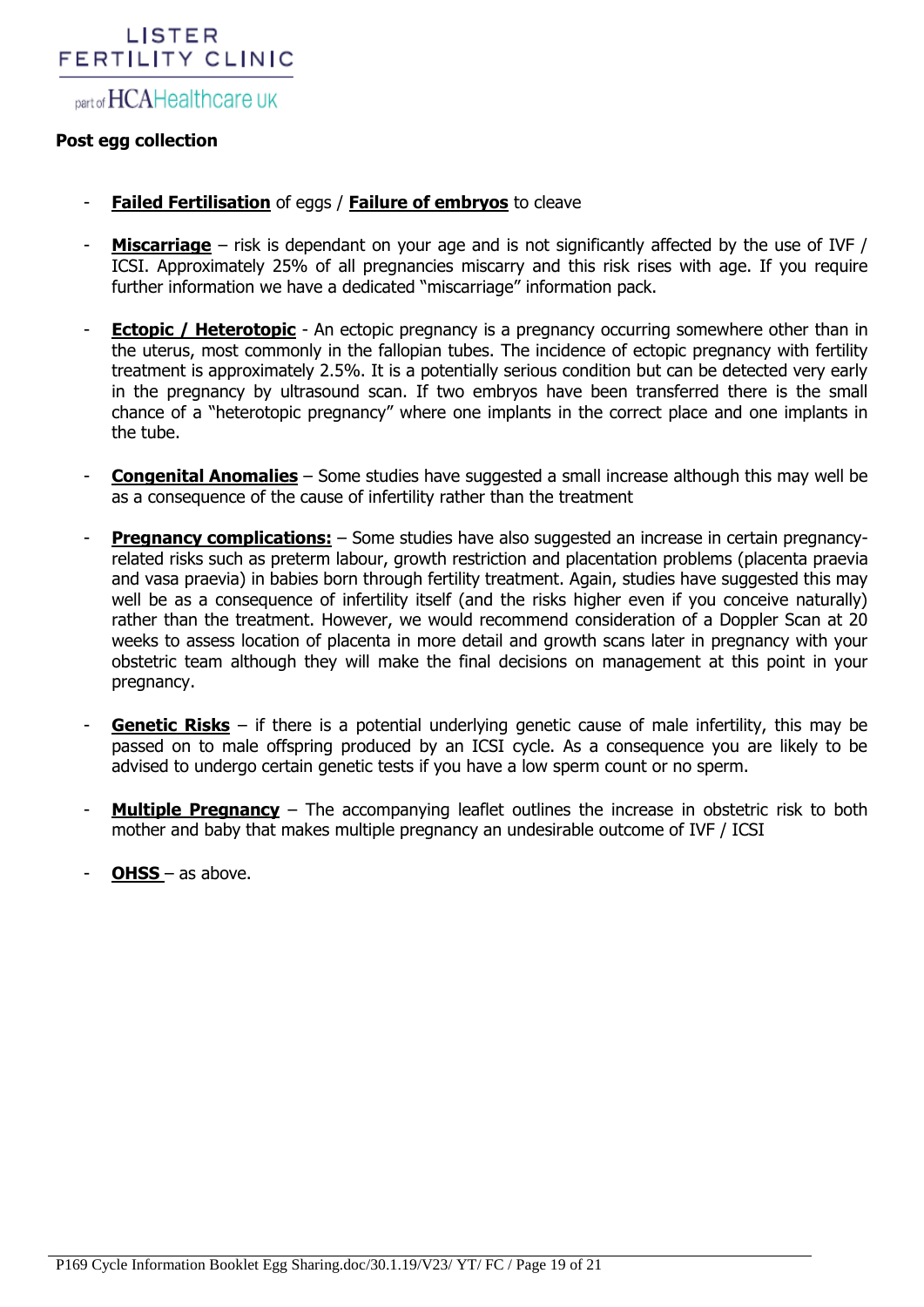**Post egg collection**

- **Failed Fertilisation** of eggs / **Failure of embryos** to cleave
- **Miscarriage** – risk is dependant on your age and is not significantly affected by the use of IVF / ICSI. Approximately 25% of all pregnancies miscarry and this risk rises with age. If you require further information we have a dedicated "miscarriage" information pack.
- **Ectopic / Heterotopic** - An ectopic pregnancy is a pregnancy occurring somewhere other than in the uterus, most commonly in the fallopian tubes. The incidence of ectopic pregnancy with fertility treatment is approximately 2.5%. It is a potentially serious condition but can be detected very early in the pregnancy by ultrasound scan. If two embryos have been transferred there is the small chance of a "heterotopic pregnancy" where one implants in the correct place and one implants in the tube.
- **Congenital Anomalies** – Some studies have suggested a small increase although this may well be as a consequence of the cause of infertility rather than the treatment
- **Pregnancy complications:** – Some studies have also suggested an increase in certain pregnancy-related risks such as preterm labour, growth restriction and placentation problems (placenta praevia and vasa praevia) in babies born through fertility treatment. Again, studies have suggested this may well be as a consequence of infertility itself (and the risks higher even if you conceive naturally) rather than the treatment. However, we would recommend consideration of a Doppler Scan at 20 weeks to assess location of placenta in more detail and growth scans later in pregnancy with your obstetric team although they will make the final decisions on management at this point in your pregnancy.
- **Genetic Risks** – if there is a potential underlying genetic cause of male infertility, this may be passed on to male offspring produced by an ICSI cycle. As a consequence you are likely to be advised to undergo certain genetic tests if you have a low sperm count or no sperm.
- **Multiple Pregnancy** – The accompanying leaflet outlines the increase in obstetric risk to both mother and baby that makes multiple pregnancy an undesirable outcome of IVF / ICSI
- **OHSS** – as above.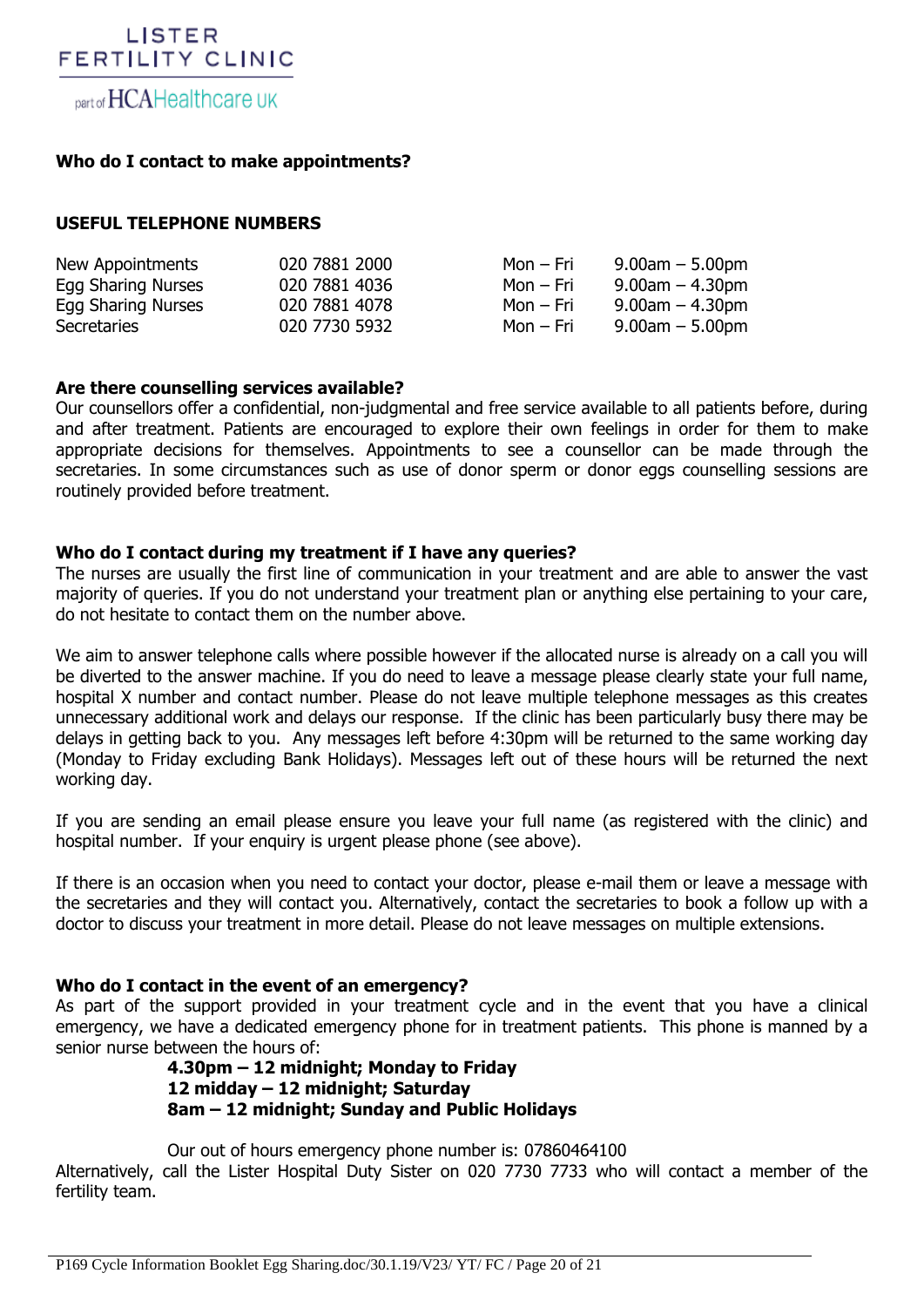**Who do I contact to make appointments?**

**USEFUL TELEPHONE NUMBERS**

| | | | |
|---|---|---|---|
| New Appointments | 020 7881 2000 | Mon – Fri | 9.00am – 5.00pm |
| Egg Sharing Nurses | 020 7881 4036 | Mon – Fri | 9.00am – 4.30pm |
| Egg Sharing Nurses | 020 7881 4078 | Mon – Fri | 9.00am – 4.30pm |
| Secretaries | 020 7730 5932 | Mon – Fri | 9.00am – 5.00pm |

**Are there counselling services available?**

Our counsellors offer a confidential, non-judgmental and free service available to all patients before, during and after treatment. Patients are encouraged to explore their own feelings in order for them to make appropriate decisions for themselves. Appointments to see a counsellor can be made through the secretaries. In some circumstances such as use of donor sperm or donor eggs counselling sessions are routinely provided before treatment.

**Who do I contact during my treatment if I have any queries?**

The nurses are usually the first line of communication in your treatment and are able to answer the vast majority of queries. If you do not understand your treatment plan or anything else pertaining to your care, do not hesitate to contact them on the number above.

We aim to answer telephone calls where possible however if the allocated nurse is already on a call you will be diverted to the answer machine. If you do need to leave a message please clearly state your full name, hospital X number and contact number. Please do not leave multiple telephone messages as this creates unnecessary additional work and delays our response. If the clinic has been particularly busy there may be delays in getting back to you. Any messages left before 4:30pm will be returned to the same working day (Monday to Friday excluding Bank Holidays). Messages left out of these hours will be returned the next working day.

If you are sending an email please ensure you leave your full name (as registered with the clinic) and hospital number. If your enquiry is urgent please phone (see above).

If there is an occasion when you need to contact your doctor, please e-mail them or leave a message with the secretaries and they will contact you. Alternatively, contact the secretaries to book a follow up with a doctor to discuss your treatment in more detail. Please do not leave messages on multiple extensions.

**Who do I contact in the event of an emergency?**

As part of the support provided in your treatment cycle and in the event that you have a clinical emergency, we have a dedicated emergency phone for in treatment patients. This phone is manned by a senior nurse between the hours of:

**4.30pm – 12 midnight; Monday to Friday**
**12 midday – 12 midnight; Saturday**
**8am – 12 midnight; Sunday and Public Holidays**

Our out of hours emergency phone number is: 07860464100

Alternatively, call the Lister Hospital Duty Sister on 020 7730 7733 who will contact a member of the fertility team.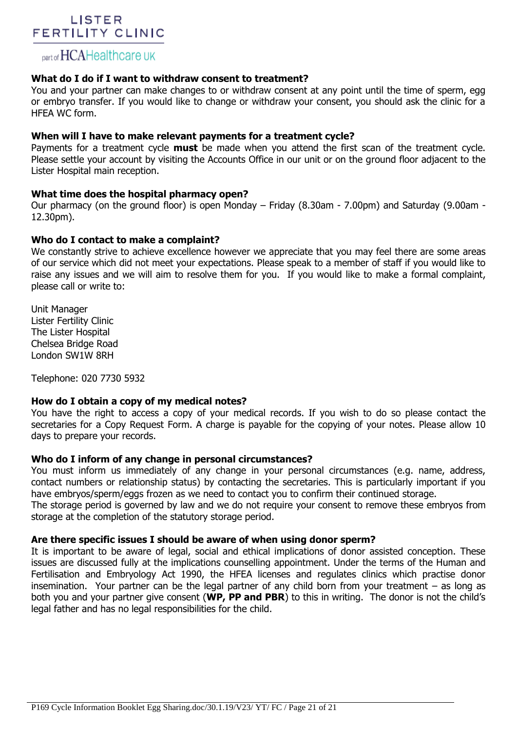### What do I do if I want to withdraw consent to treatment?

You and your partner can make changes to or withdraw consent at any point until the time of sperm, egg or embryo transfer. If you would like to change or withdraw your consent, you should ask the clinic for a HFEA WC form.

### When will I have to make relevant payments for a treatment cycle?

Payments for a treatment cycle **must** be made when you attend the first scan of the treatment cycle. Please settle your account by visiting the Accounts Office in our unit or on the ground floor adjacent to the Lister Hospital main reception.

### What time does the hospital pharmacy open?

Our pharmacy (on the ground floor) is open Monday – Friday (8.30am - 7.00pm) and Saturday (9.00am - 12.30pm).

### Who do I contact to make a complaint?

We constantly strive to achieve excellence however we appreciate that you may feel there are some areas of our service which did not meet your expectations. Please speak to a member of staff if you would like to raise any issues and we will aim to resolve them for you. If you would like to make a formal complaint, please call or write to:

Unit Manager
Lister Fertility Clinic
The Lister Hospital
Chelsea Bridge Road
London SW1W 8RH

Telephone: 020 7730 5932

### How do I obtain a copy of my medical notes?

You have the right to access a copy of your medical records. If you wish to do so please contact the secretaries for a Copy Request Form. A charge is payable for the copying of your notes. Please allow 10 days to prepare your records.

### Who do I inform of any change in personal circumstances?

You must inform us immediately of any change in your personal circumstances (e.g. name, address, contact numbers or relationship status) by contacting the secretaries. This is particularly important if you have embryos/sperm/eggs frozen as we need to contact you to confirm their continued storage.

The storage period is governed by law and we do not require your consent to remove these embryos from storage at the completion of the statutory storage period.

### Are there specific issues I should be aware of when using donor sperm?

It is important to be aware of legal, social and ethical implications of donor assisted conception. These issues are discussed fully at the implications counselling appointment. Under the terms of the Human and Fertilisation and Embryology Act 1990, the HFEA licenses and regulates clinics which practise donor insemination. Your partner can be the legal partner of any child born from your treatment – as long as both you and your partner give consent (**WP, PP and PBR**) to this in writing. The donor is not the child's legal father and has no legal responsibilities for the child.